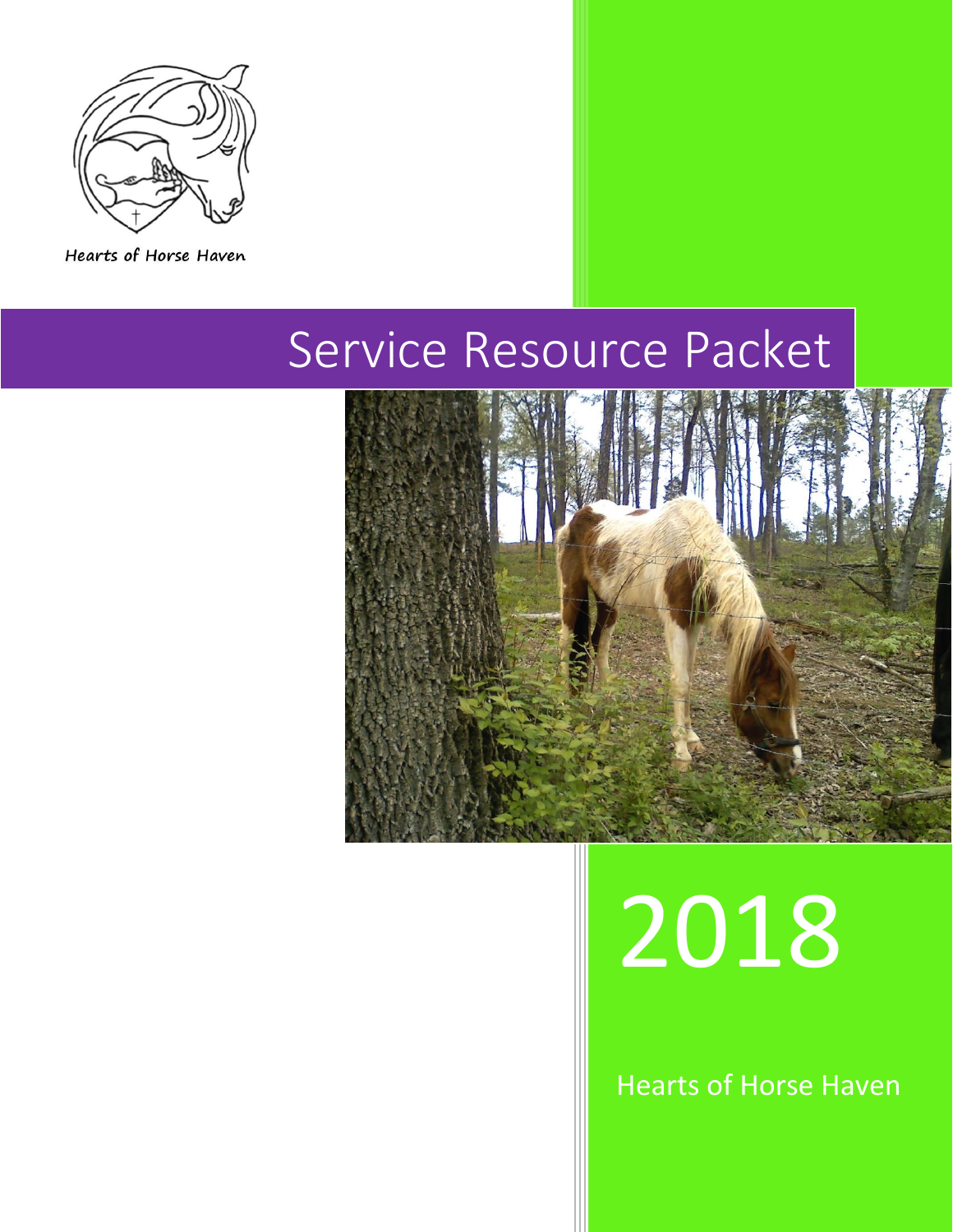Hearts of Horse Haven

# Service Resource Packet

2018

Hearts of Horse Haven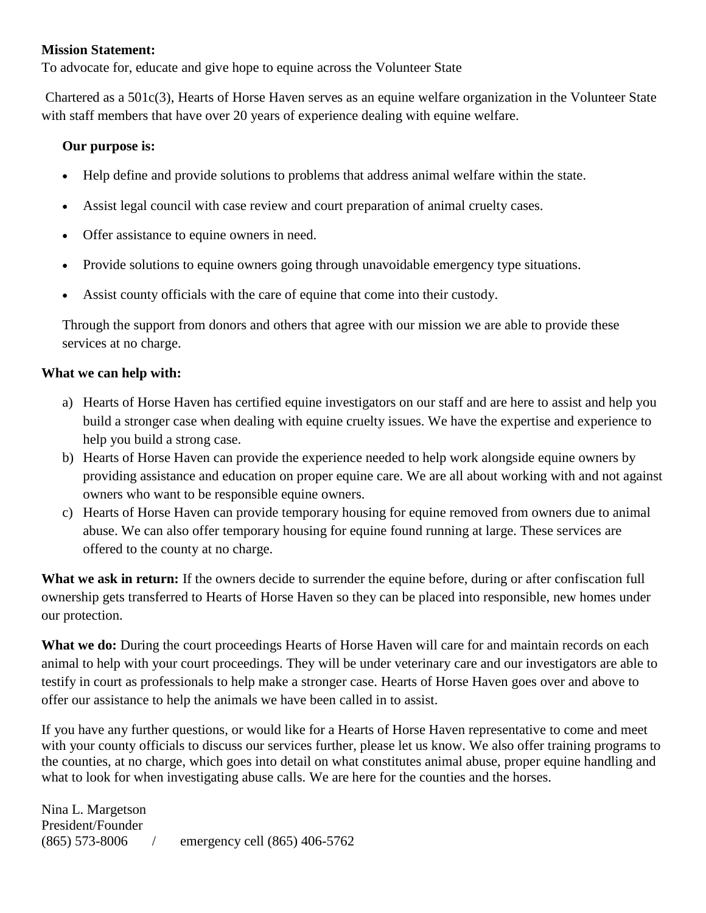**Mission Statement:**
To advocate for, educate and give hope to equine across the Volunteer State

Chartered as a 501c(3), Hearts of Horse Haven serves as an equine welfare organization in the Volunteer State with staff members that have over 20 years of experience dealing with equine welfare.

**Our purpose is:**

- Help define and provide solutions to problems that address animal welfare within the state.
- Assist legal council with case review and court preparation of animal cruelty cases.
- Offer assistance to equine owners in need.
- Provide solutions to equine owners going through unavoidable emergency type situations.
- Assist county officials with the care of equine that come into their custody.

Through the support from donors and others that agree with our mission we are able to provide these services at no charge.

**What we can help with:**

a) Hearts of Horse Haven has certified equine investigators on our staff and are here to assist and help you build a stronger case when dealing with equine cruelty issues. We have the expertise and experience to help you build a strong case.
b) Hearts of Horse Haven can provide the experience needed to help work alongside equine owners by providing assistance and education on proper equine care. We are all about working with and not against owners who want to be responsible equine owners.
c) Hearts of Horse Haven can provide temporary housing for equine removed from owners due to animal abuse. We can also offer temporary housing for equine found running at large. These services are offered to the county at no charge.

**What we ask in return:** If the owners decide to surrender the equine before, during or after confiscation full ownership gets transferred to Hearts of Horse Haven so they can be placed into responsible, new homes under our protection.

**What we do:** During the court proceedings Hearts of Horse Haven will care for and maintain records on each animal to help with your court proceedings. They will be under veterinary care and our investigators are able to testify in court as professionals to help make a stronger case. Hearts of Horse Haven goes over and above to offer our assistance to help the animals we have been called in to assist.

If you have any further questions, or would like for a Hearts of Horse Haven representative to come and meet with your county officials to discuss our services further, please let us know. We also offer training programs to the counties, at no charge, which goes into detail on what constitutes animal abuse, proper equine handling and what to look for when investigating abuse calls. We are here for the counties and the horses.

Nina L. Margetson
President/Founder
(865) 573-8006 / emergency cell (865) 406-5762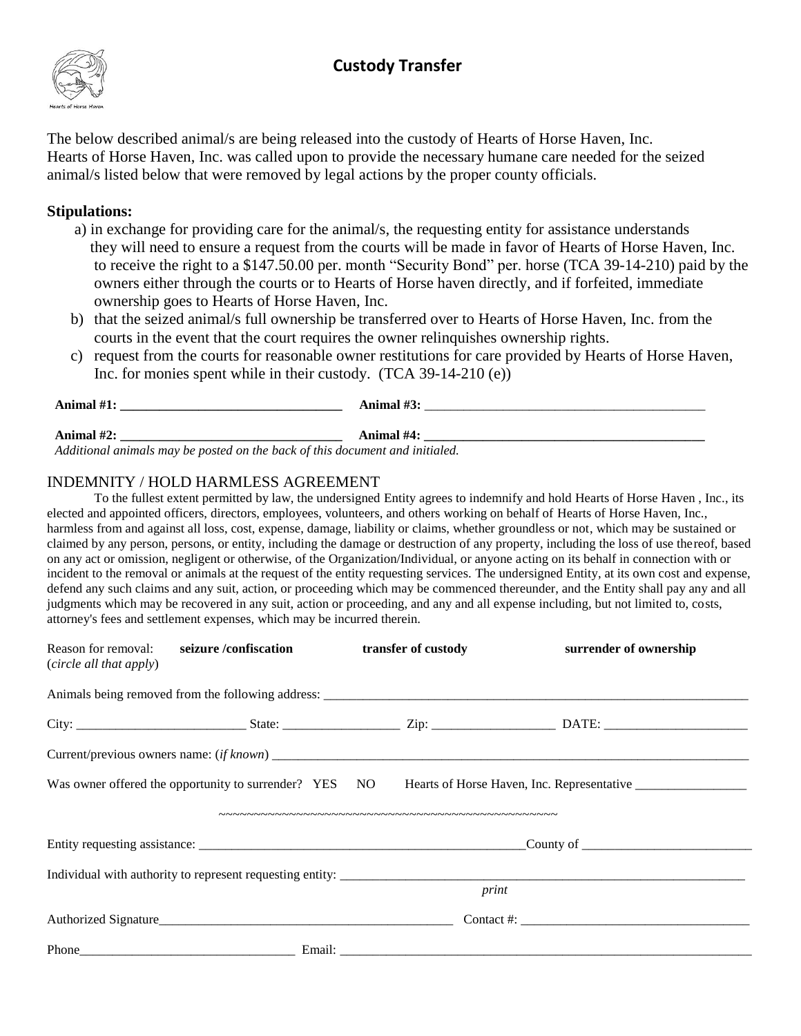## Custody Transfer

The below described animal/s are being released into the custody of Hearts of Horse Haven, Inc. Hearts of Horse Haven, Inc. was called upon to provide the necessary humane care needed for the seized animal/s listed below that were removed by legal actions by the proper county officials.

**Stipulations:**

a) in exchange for providing care for the animal/s, the requesting entity for assistance understands they will need to ensure a request from the courts will be made in favor of Hearts of Horse Haven, Inc. to receive the right to a $147.50.00 per. month "Security Bond" per. horse (TCA 39-14-210) paid by the owners either through the courts or to Hearts of Horse haven directly, and if forfeited, immediate ownership goes to Hearts of Horse Haven, Inc.

b) that the seized animal/s full ownership be transferred over to Hearts of Horse Haven, Inc. from the courts in the event that the court requires the owner relinquishes ownership rights.

c) request from the courts for reasonable owner restitutions for care provided by Hearts of Horse Haven, Inc. for monies spent while in their custody. (TCA 39-14-210 (e))

**Animal #1:** ______________________________ **Animal #3:** ______________________________

**Animal #2:** ______________________________ **Animal #4:** ______________________________

*Additional animals may be posted on the back of this document and initialed.*

INDEMNITY / HOLD HARMLESS AGREEMENT

To the fullest extent permitted by law, the undersigned Entity agrees to indemnify and hold Hearts of Horse Haven , Inc., its elected and appointed officers, directors, employees, volunteers, and others working on behalf of Hearts of Horse Haven, Inc., harmless from and against all loss, cost, expense, damage, liability or claims, whether groundless or not, which may be sustained or claimed by any person, persons, or entity, including the damage or destruction of any property, including the loss of use thereof, based on any act or omission, negligent or otherwise, of the Organization/Individual, or anyone acting on its behalf in connection with or incident to the removal or animals at the request of the entity requesting services. The undersigned Entity, at its own cost and expense, defend any such claims and any suit, action, or proceeding which may be commenced thereunder, and the Entity shall pay any and all judgments which may be recovered in any suit, action or proceeding, and any and all expense including, but not limited to, costs, attorney's fees and settlement expenses, which may be incurred therein.

Reason for removal: (*circle all that apply*) **seizure /confiscation** **transfer of custody** **surrender of ownership**

Animals being removed from the following address: ______________________________

City: ______________ State: ______________ Zip: ______________ DATE: ______________

Current/previous owners name: (*if known*) ______________________________

Was owner offered the opportunity to surrender? YES NO Hearts of Horse Haven, Inc. Representative ______________

~~~~~~~~~~~~~~~~~~~~~~~~~~~~~~~~~~~~~~~~~~~~~~~~~~~~

Entity requesting assistance: ______________________________ County of ______________

Individual with authority to represent requesting entity: ______________________________
print

Authorized Signature______________________________ Contact #: ______________

Phone______________________ Email: ______________________________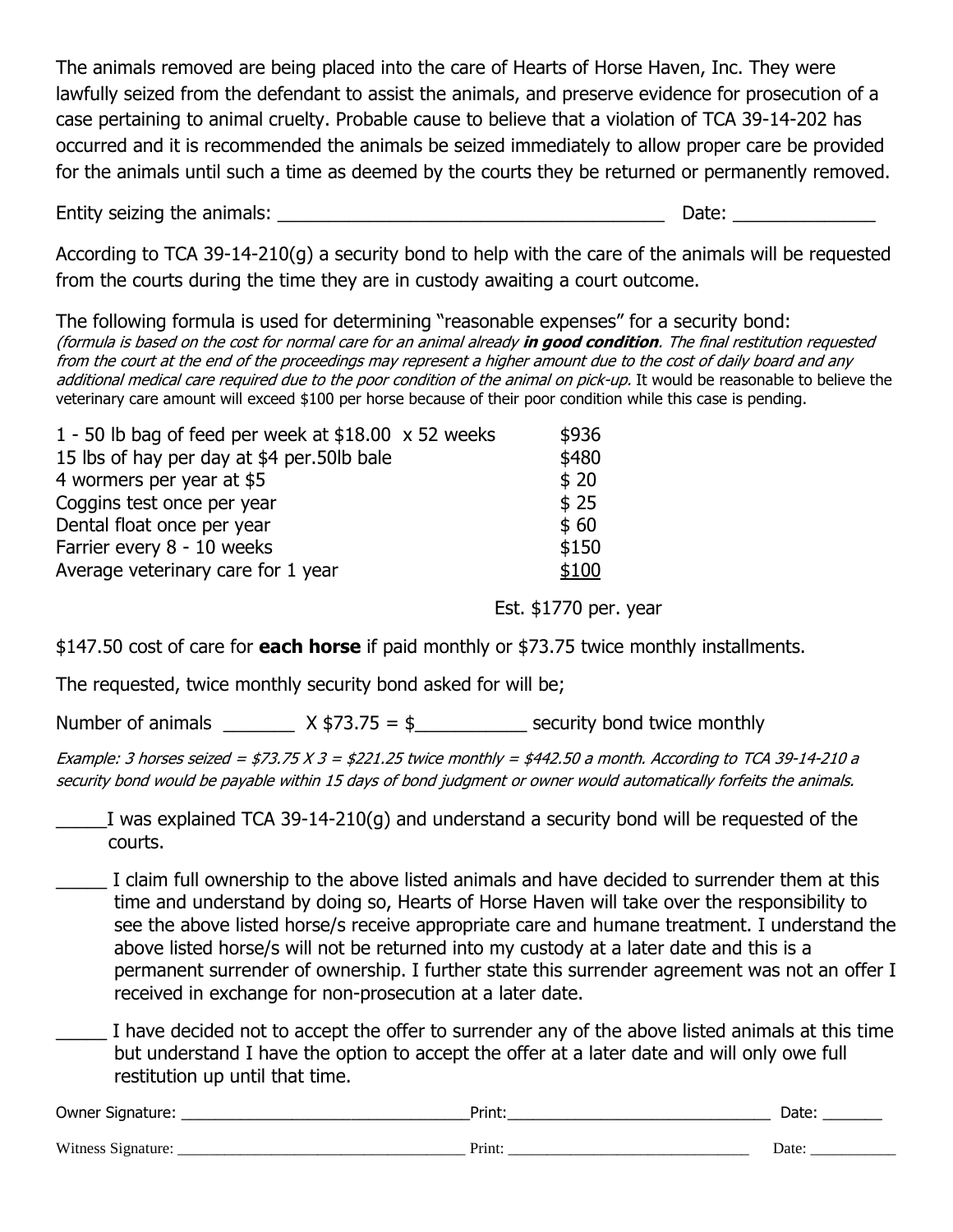The animals removed are being placed into the care of Hearts of Horse Haven, Inc. They were lawfully seized from the defendant to assist the animals, and preserve evidence for prosecution of a case pertaining to animal cruelty. Probable cause to believe that a violation of TCA 39-14-202 has occurred and it is recommended the animals be seized immediately to allow proper care be provided for the animals until such a time as deemed by the courts they be returned or permanently removed.

Entity seizing the animals: ________________________________________ Date: ______________

According to TCA 39-14-210(g) a security bond to help with the care of the animals will be requested from the courts during the time they are in custody awaiting a court outcome.

The following formula is used for determining "reasonable expenses" for a security bond:
*(formula is based on the cost for normal care for an animal already **in good condition**. The final restitution requested from the court at the end of the proceedings may represent a higher amount due to the cost of daily board and any additional medical care required due to the poor condition of the animal on pick-up.* It would be reasonable to believe the veterinary care amount will exceed $100 per horse because of their poor condition while this case is pending.

| | |
|---|---|
| 1 - 50 lb bag of feed per week at $18.00 x 52 weeks | $936 |
| 15 lbs of hay per day at $4 per.50lb bale | $480 |
| 4 wormers per year at $5 | $ 20 |
| Coggins test once per year | $ 25 |
| Dental float once per year | $ 60 |
| Farrier every 8 - 10 weeks | $150 |
| Average veterinary care for 1 year | <u>$100</u> |
| | Est. $1770 per. year |

$147.50 cost of care for **each horse** if paid monthly or $73.75 twice monthly installments.

The requested, twice monthly security bond asked for will be;

Number of animals _______ X $73.75 = $___________ security bond twice monthly

*Example: 3 horses seized = $73.75 X 3 = $221.25 twice monthly = $442.50 a month. According to TCA 39-14-210 a security bond would be payable within 15 days of bond judgment or owner would automatically forfeits the animals.*

_____I was explained TCA 39-14-210(g) and understand a security bond will be requested of the courts.

_____ I claim full ownership to the above listed animals and have decided to surrender them at this time and understand by doing so, Hearts of Horse Haven will take over the responsibility to see the above listed horse/s receive appropriate care and humane treatment. I understand the above listed horse/s will not be returned into my custody at a later date and this is a permanent surrender of ownership. I further state this surrender agreement was not an offer I received in exchange for non-prosecution at a later date.

_____ I have decided not to accept the offer to surrender any of the above listed animals at this time but understand I have the option to accept the offer at a later date and will only owe full restitution up until that time.

Owner Signature: _________________________________Print:______________________________ Date: _______

Witness Signature: ___________________________________ Print: ______________________________ Date: ___________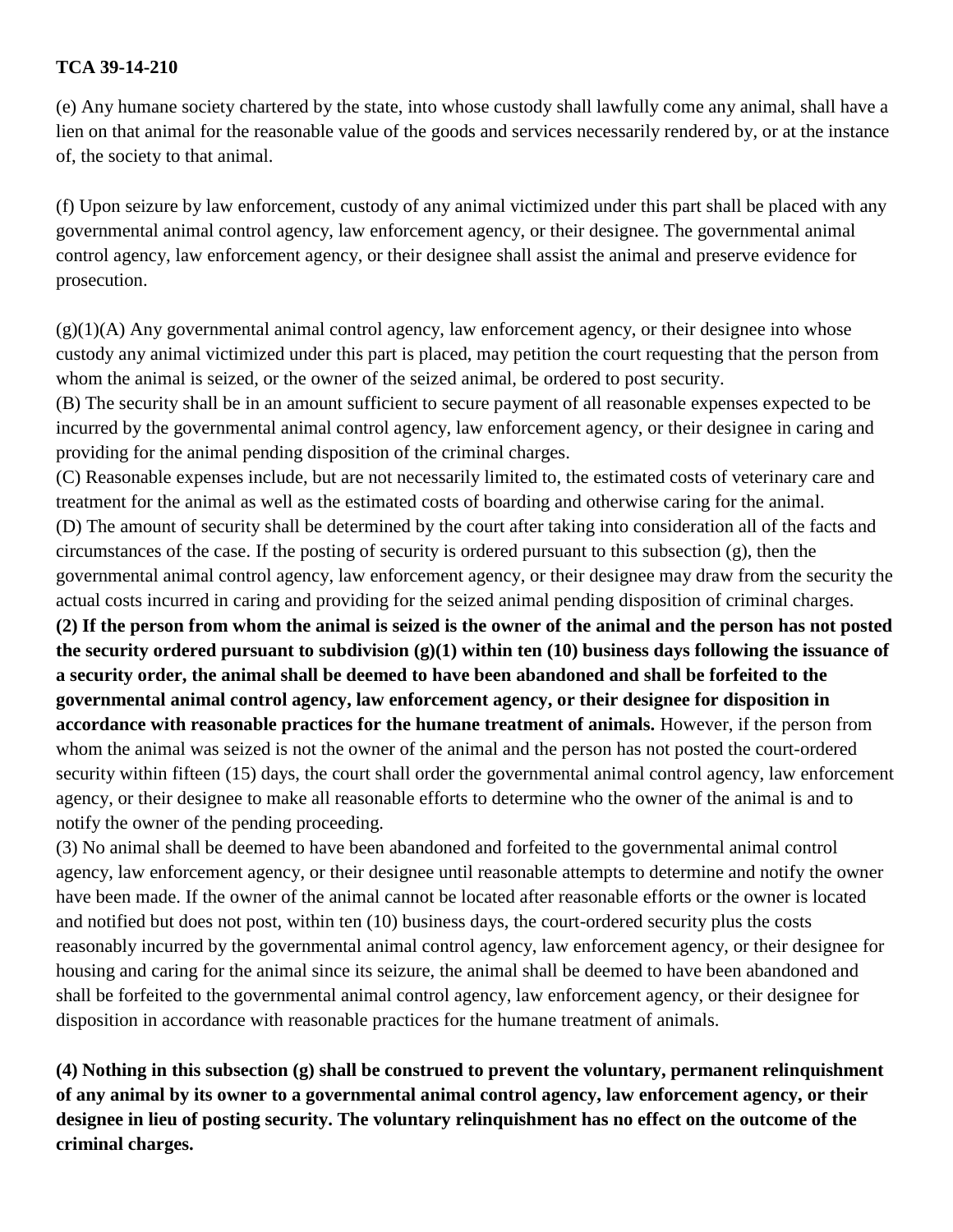**TCA 39-14-210**

(e) Any humane society chartered by the state, into whose custody shall lawfully come any animal, shall have a lien on that animal for the reasonable value of the goods and services necessarily rendered by, or at the instance of, the society to that animal.

(f) Upon seizure by law enforcement, custody of any animal victimized under this part shall be placed with any governmental animal control agency, law enforcement agency, or their designee. The governmental animal control agency, law enforcement agency, or their designee shall assist the animal and preserve evidence for prosecution.

(g)(1)(A) Any governmental animal control agency, law enforcement agency, or their designee into whose custody any animal victimized under this part is placed, may petition the court requesting that the person from whom the animal is seized, or the owner of the seized animal, be ordered to post security.
(B) The security shall be in an amount sufficient to secure payment of all reasonable expenses expected to be incurred by the governmental animal control agency, law enforcement agency, or their designee in caring and providing for the animal pending disposition of the criminal charges.
(C) Reasonable expenses include, but are not necessarily limited to, the estimated costs of veterinary care and treatment for the animal as well as the estimated costs of boarding and otherwise caring for the animal.
(D) The amount of security shall be determined by the court after taking into consideration all of the facts and circumstances of the case. If the posting of security is ordered pursuant to this subsection (g), then the governmental animal control agency, law enforcement agency, or their designee may draw from the security the actual costs incurred in caring and providing for the seized animal pending disposition of criminal charges.
**(2) If the person from whom the animal is seized is the owner of the animal and the person has not posted the security ordered pursuant to subdivision (g)(1) within ten (10) business days following the issuance of a security order, the animal shall be deemed to have been abandoned and shall be forfeited to the governmental animal control agency, law enforcement agency, or their designee for disposition in accordance with reasonable practices for the humane treatment of animals.** However, if the person from whom the animal was seized is not the owner of the animal and the person has not posted the court-ordered security within fifteen (15) days, the court shall order the governmental animal control agency, law enforcement agency, or their designee to make all reasonable efforts to determine who the owner of the animal is and to notify the owner of the pending proceeding.
(3) No animal shall be deemed to have been abandoned and forfeited to the governmental animal control agency, law enforcement agency, or their designee until reasonable attempts to determine and notify the owner have been made. If the owner of the animal cannot be located after reasonable efforts or the owner is located and notified but does not post, within ten (10) business days, the court-ordered security plus the costs reasonably incurred by the governmental animal control agency, law enforcement agency, or their designee for housing and caring for the animal since its seizure, the animal shall be deemed to have been abandoned and shall be forfeited to the governmental animal control agency, law enforcement agency, or their designee for disposition in accordance with reasonable practices for the humane treatment of animals.

**(4) Nothing in this subsection (g) shall be construed to prevent the voluntary, permanent relinquishment of any animal by its owner to a governmental animal control agency, law enforcement agency, or their designee in lieu of posting security. The voluntary relinquishment has no effect on the outcome of the criminal charges.**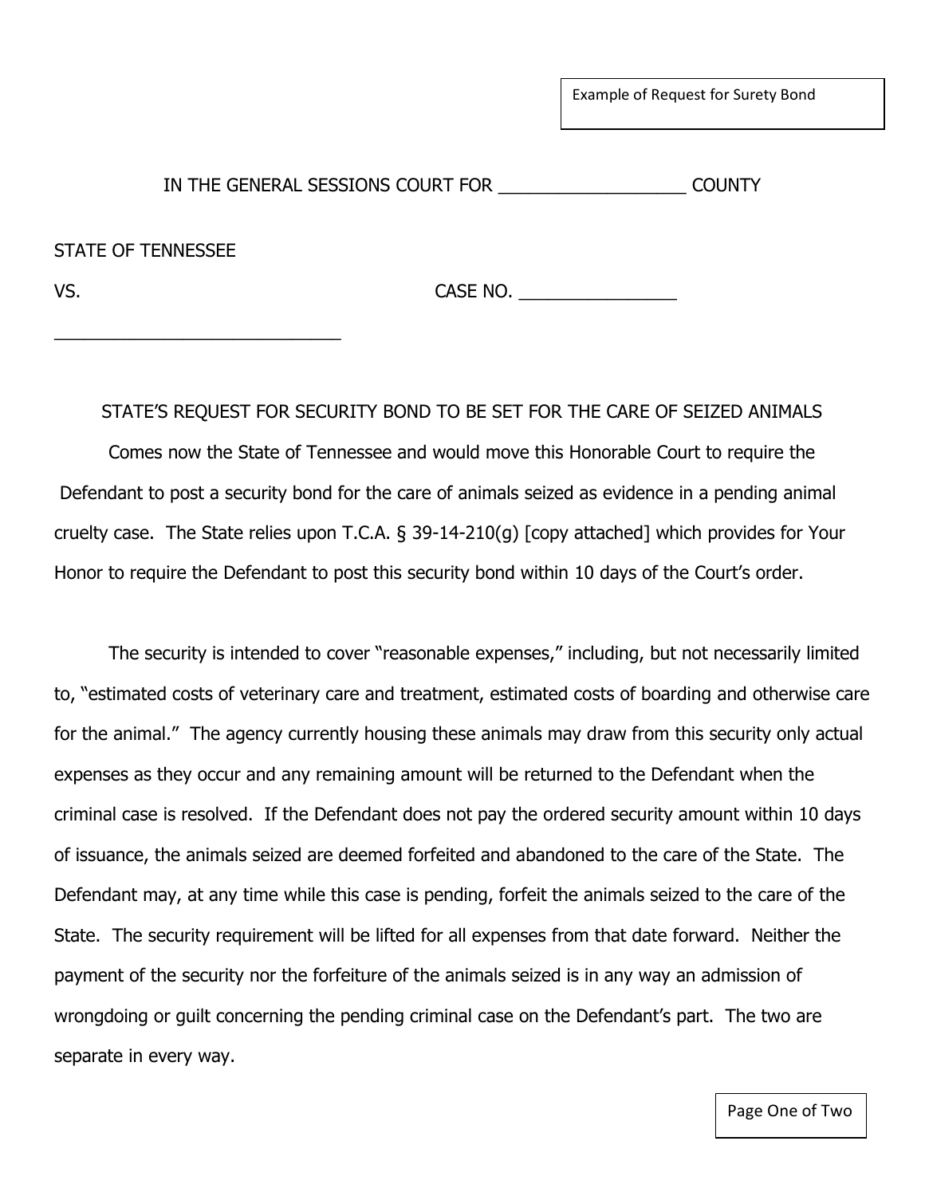Example of Request for Surety Bond

IN THE GENERAL SESSIONS COURT FOR ___________________ COUNTY

STATE OF TENNESSEE

VS. CASE NO. ________________

_____________________________

STATE'S REQUEST FOR SECURITY BOND TO BE SET FOR THE CARE OF SEIZED ANIMALS

Comes now the State of Tennessee and would move this Honorable Court to require the Defendant to post a security bond for the care of animals seized as evidence in a pending animal cruelty case. The State relies upon T.C.A. § 39-14-210(g) [copy attached] which provides for Your Honor to require the Defendant to post this security bond within 10 days of the Court's order.

The security is intended to cover "reasonable expenses," including, but not necessarily limited to, "estimated costs of veterinary care and treatment, estimated costs of boarding and otherwise care for the animal." The agency currently housing these animals may draw from this security only actual expenses as they occur and any remaining amount will be returned to the Defendant when the criminal case is resolved. If the Defendant does not pay the ordered security amount within 10 days of issuance, the animals seized are deemed forfeited and abandoned to the care of the State. The Defendant may, at any time while this case is pending, forfeit the animals seized to the care of the State. The security requirement will be lifted for all expenses from that date forward. Neither the payment of the security nor the forfeiture of the animals seized is in any way an admission of wrongdoing or guilt concerning the pending criminal case on the Defendant's part. The two are separate in every way.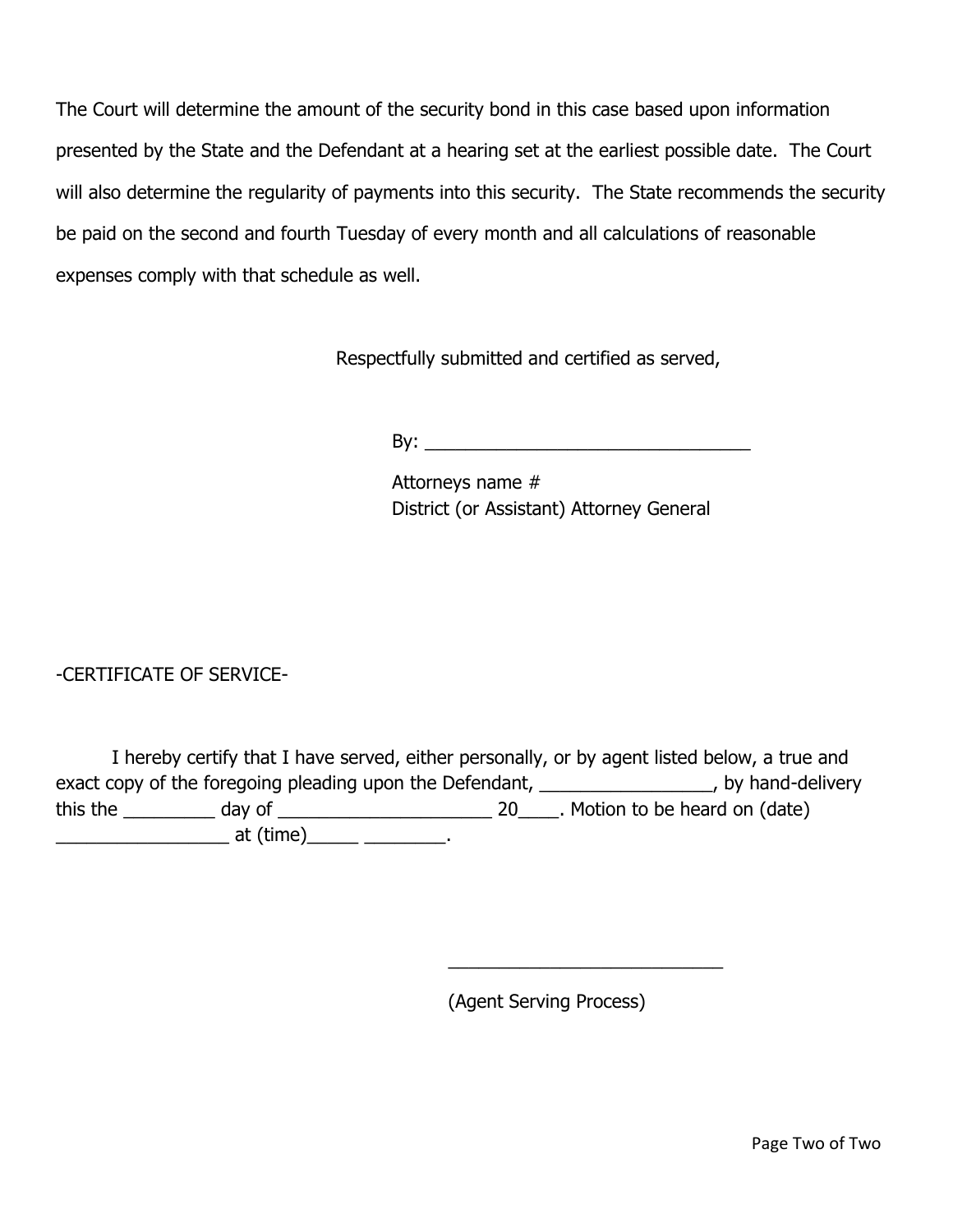The Court will determine the amount of the security bond in this case based upon information presented by the State and the Defendant at a hearing set at the earliest possible date. The Court will also determine the regularity of payments into this security. The State recommends the security be paid on the second and fourth Tuesday of every month and all calculations of reasonable expenses comply with that schedule as well.

Respectfully submitted and certified as served,

By: _________________________________

Attorneys name #
District (or Assistant) Attorney General

-CERTIFICATE OF SERVICE-

I hereby certify that I have served, either personally, or by agent listed below, a true and exact copy of the foregoing pleading upon the Defendant, _________________, by hand-delivery this the _________ day of _____________________ 20____. Motion to be heard on (date) _________________ at (time)_____ ________.

___________________________

(Agent Serving Process)